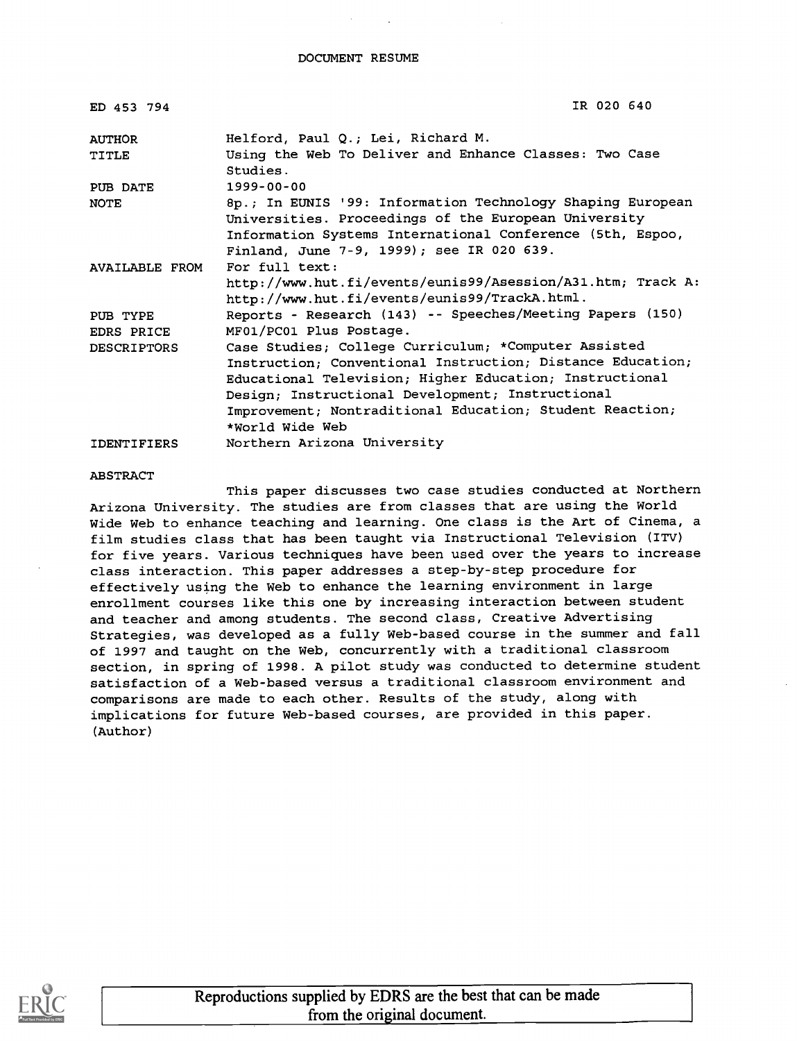# DOCUMENT RESUME

| | |
|---|---|
| ED 453 794 | IR 020 640 |
| AUTHOR | Helford, Paul Q.; Lei, Richard M. |
| TITLE | Using the Web To Deliver and Enhance Classes: Two Case Studies. |
| PUB DATE | 1999-00-00 |
| NOTE | 8p.; In EUNIS '99: Information Technology Shaping European Universities. Proceedings of the European University Information Systems International Conference (5th, Espoo, Finland, June 7-9, 1999); see IR 020 639. |
| AVAILABLE FROM | For full text: http://www.hut.fi/events/eunis99/Asession/A31.htm; Track A: http://www.hut.fi/events/eunis99/TrackA.html. |
| PUB TYPE | Reports - Research (143) -- Speeches/Meeting Papers (150) |
| EDRS PRICE | MF01/PC01 Plus Postage. |
| DESCRIPTORS | Case Studies; College Curriculum; *Computer Assisted Instruction; Conventional Instruction; Distance Education; Educational Television; Higher Education; Instructional Design; Instructional Development; Instructional Improvement; Nontraditional Education; Student Reaction; *World Wide Web |
| IDENTIFIERS | Northern Arizona University |

## ABSTRACT

This paper discusses two case studies conducted at Northern Arizona University. The studies are from classes that are using the World Wide Web to enhance teaching and learning. One class is the Art of Cinema, a film studies class that has been taught via Instructional Television (ITV) for five years. Various techniques have been used over the years to increase class interaction. This paper addresses a step-by-step procedure for effectively using the Web to enhance the learning environment in large enrollment courses like this one by increasing interaction between student and teacher and among students. The second class, Creative Advertising Strategies, was developed as a fully Web-based course in the summer and fall of 1997 and taught on the Web, concurrently with a traditional classroom section, in spring of 1998. A pilot study was conducted to determine student satisfaction of a Web-based versus a traditional classroom environment and comparisons are made to each other. Results of the study, along with implications for future Web-based courses, are provided in this paper. (Author)

Reproductions supplied by EDRS are the best that can be made from the original document.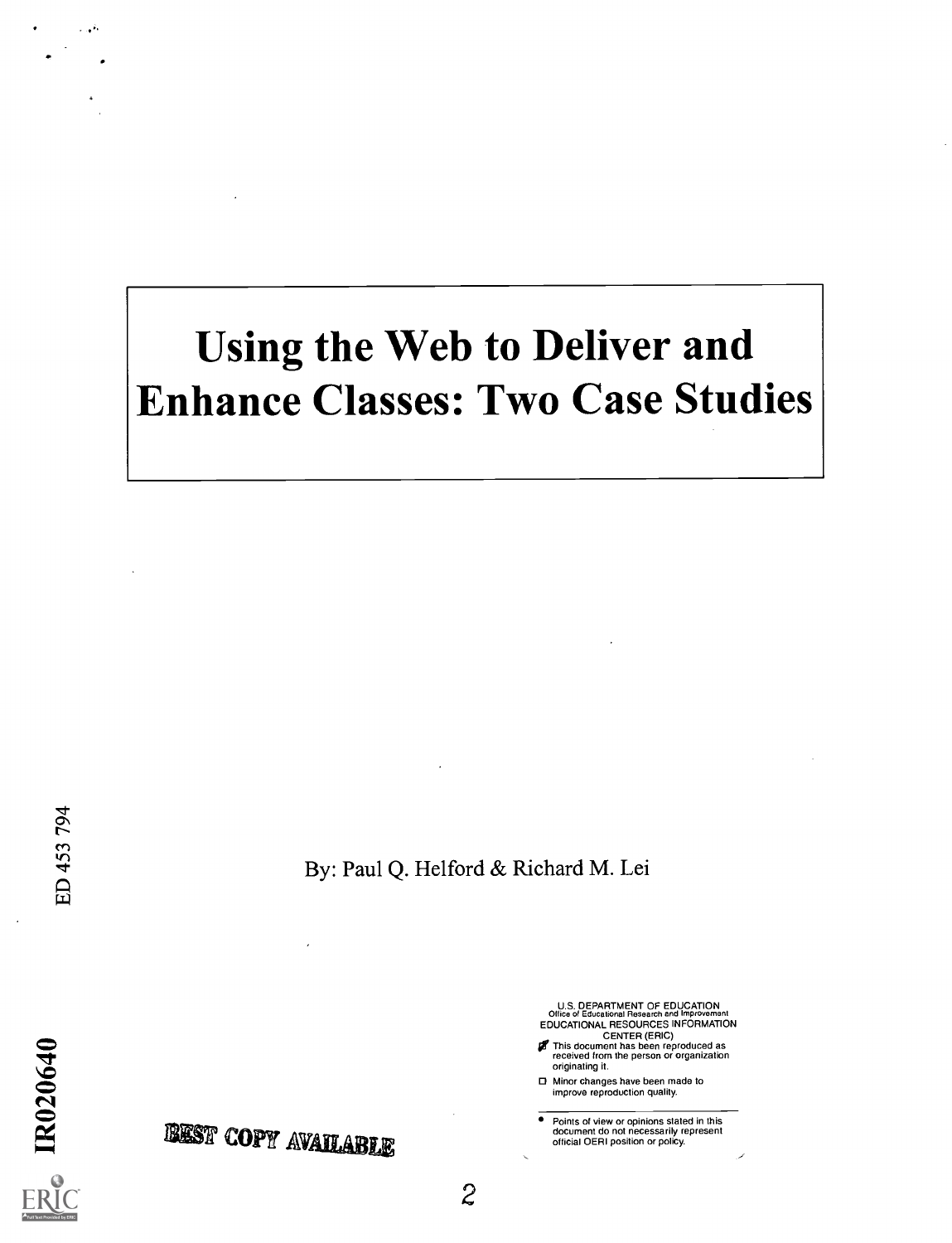# Using the Web to Deliver and Enhance Classes: Two Case Studies

By: Paul Q. Helford & Richard M. Lei

ED 453 794

IR020640

U.S. DEPARTMENT OF EDUCATION
Office of Educational Research and Improvement
EDUCATIONAL RESOURCES INFORMATION CENTER (ERIC)

- This document has been reproduced as received from the person or organization originating it.
- Minor changes have been made to improve reproduction quality.

- Points of view or opinions stated in this document do not necessarily represent official OERI position or policy.

BEST COPY AVAILABLE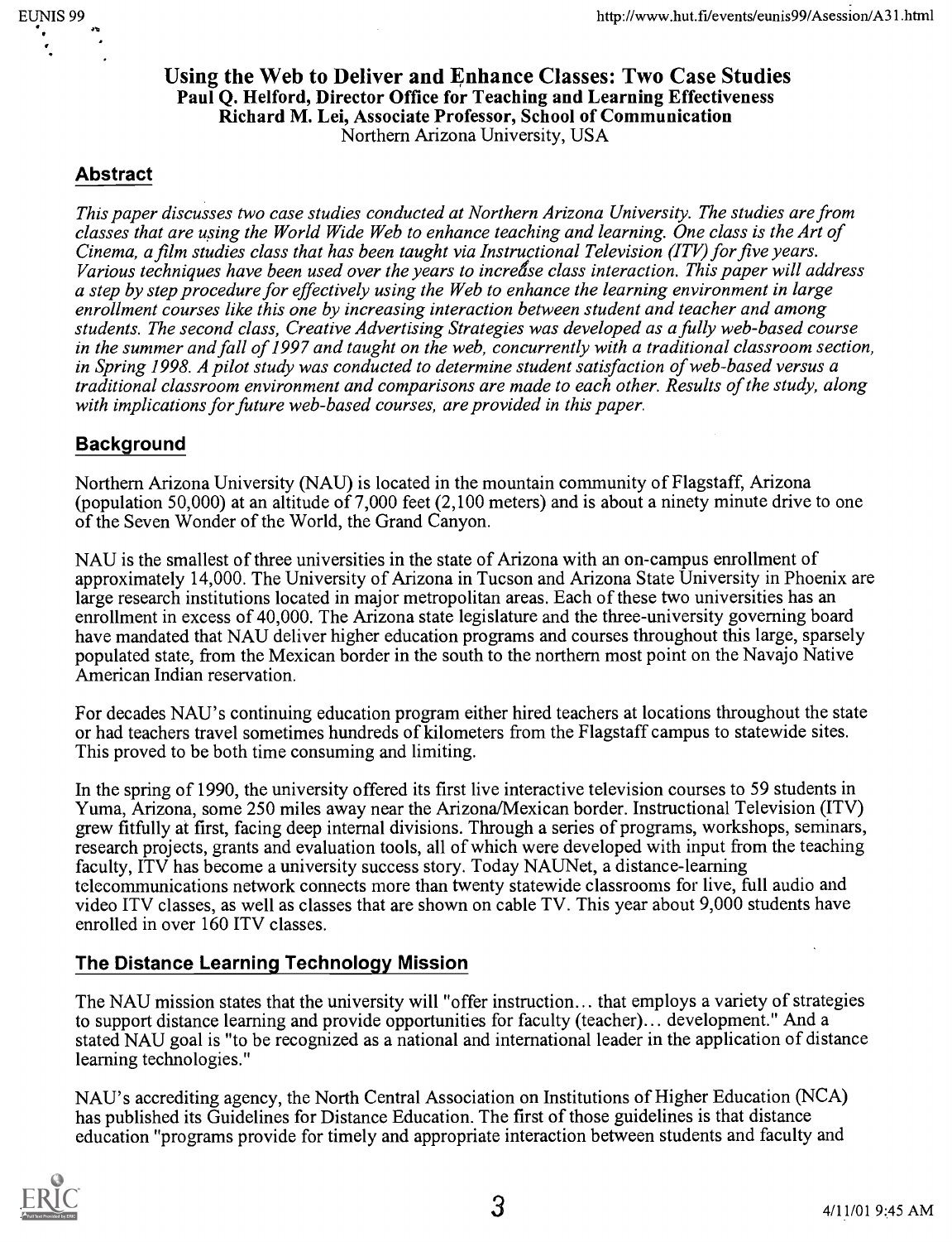# Using the Web to Deliver and Enhance Classes: Two Case Studies

**Paul Q. Helford, Director Office for Teaching and Learning Effectiveness**
**Richard M. Lei, Associate Professor, School of Communication**
Northern Arizona University, USA

## Abstract

*This paper discusses two case studies conducted at Northern Arizona University. The studies are from classes that are using the World Wide Web to enhance teaching and learning. One class is the Art of Cinema, a film studies class that has been taught via Instructional Television (ITV) for five years. Various techniques have been used over the years to increase class interaction. This paper will address a step by step procedure for effectively using the Web to enhance the learning environment in large enrollment courses like this one by increasing interaction between student and teacher and among students. The second class, Creative Advertising Strategies was developed as a fully web-based course in the summer and fall of 1997 and taught on the web, concurrently with a traditional classroom section, in Spring 1998. A pilot study was conducted to determine student satisfaction of web-based versus a traditional classroom environment and comparisons are made to each other. Results of the study, along with implications for future web-based courses, are provided in this paper.*

## Background

Northern Arizona University (NAU) is located in the mountain community of Flagstaff, Arizona (population 50,000) at an altitude of 7,000 feet (2,100 meters) and is about a ninety minute drive to one of the Seven Wonder of the World, the Grand Canyon.

NAU is the smallest of three universities in the state of Arizona with an on-campus enrollment of approximately 14,000. The University of Arizona in Tucson and Arizona State University in Phoenix are large research institutions located in major metropolitan areas. Each of these two universities has an enrollment in excess of 40,000. The Arizona state legislature and the three-university governing board have mandated that NAU deliver higher education programs and courses throughout this large, sparsely populated state, from the Mexican border in the south to the northern most point on the Navajo Native American Indian reservation.

For decades NAU's continuing education program either hired teachers at locations throughout the state or had teachers travel sometimes hundreds of kilometers from the Flagstaff campus to statewide sites. This proved to be both time consuming and limiting.

In the spring of 1990, the university offered its first live interactive television courses to 59 students in Yuma, Arizona, some 250 miles away near the Arizona/Mexican border. Instructional Television (ITV) grew fitfully at first, facing deep internal divisions. Through a series of programs, workshops, seminars, research projects, grants and evaluation tools, all of which were developed with input from the teaching faculty, ITV has become a university success story. Today NAUNet, a distance-learning telecommunications network connects more than twenty statewide classrooms for live, full audio and video ITV classes, as well as classes that are shown on cable TV. This year about 9,000 students have enrolled in over 160 ITV classes.

## The Distance Learning Technology Mission

The NAU mission states that the university will "offer instruction... that employs a variety of strategies to support distance learning and provide opportunities for faculty (teacher)... development." And a stated NAU goal is "to be recognized as a national and international leader in the application of distance learning technologies."

NAU's accrediting agency, the North Central Association on Institutions of Higher Education (NCA) has published its Guidelines for Distance Education. The first of those guidelines is that distance education "programs provide for timely and appropriate interaction between students and faculty and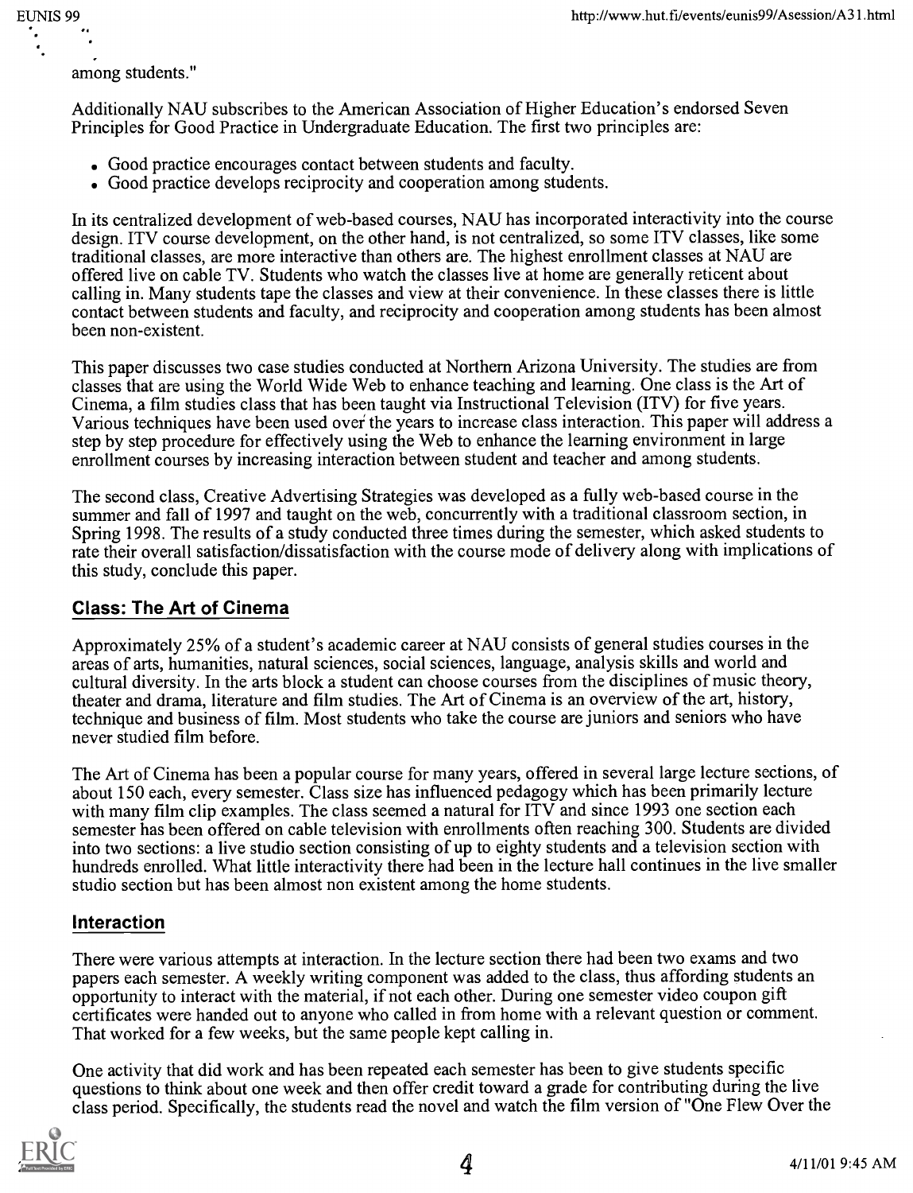among students."

Additionally NAU subscribes to the American Association of Higher Education's endorsed Seven Principles for Good Practice in Undergraduate Education. The first two principles are:

- Good practice encourages contact between students and faculty.
- Good practice develops reciprocity and cooperation among students.

In its centralized development of web-based courses, NAU has incorporated interactivity into the course design. ITV course development, on the other hand, is not centralized, so some ITV classes, like some traditional classes, are more interactive than others are. The highest enrollment classes at NAU are offered live on cable TV. Students who watch the classes live at home are generally reticent about calling in. Many students tape the classes and view at their convenience. In these classes there is little contact between students and faculty, and reciprocity and cooperation among students has been almost been non-existent.

This paper discusses two case studies conducted at Northern Arizona University. The studies are from classes that are using the World Wide Web to enhance teaching and learning. One class is the Art of Cinema, a film studies class that has been taught via Instructional Television (ITV) for five years. Various techniques have been used over the years to increase class interaction. This paper will address a step by step procedure for effectively using the Web to enhance the learning environment in large enrollment courses by increasing interaction between student and teacher and among students.

The second class, Creative Advertising Strategies was developed as a fully web-based course in the summer and fall of 1997 and taught on the web, concurrently with a traditional classroom section, in Spring 1998. The results of a study conducted three times during the semester, which asked students to rate their overall satisfaction/dissatisfaction with the course mode of delivery along with implications of this study, conclude this paper.

## Class: The Art of Cinema

Approximately 25% of a student's academic career at NAU consists of general studies courses in the areas of arts, humanities, natural sciences, social sciences, language, analysis skills and world and cultural diversity. In the arts block a student can choose courses from the disciplines of music theory, theater and drama, literature and film studies. The Art of Cinema is an overview of the art, history, technique and business of film. Most students who take the course are juniors and seniors who have never studied film before.

The Art of Cinema has been a popular course for many years, offered in several large lecture sections, of about 150 each, every semester. Class size has influenced pedagogy which has been primarily lecture with many film clip examples. The class seemed a natural for ITV and since 1993 one section each semester has been offered on cable television with enrollments often reaching 300. Students are divided into two sections: a live studio section consisting of up to eighty students and a television section with hundreds enrolled. What little interactivity there had been in the lecture hall continues in the live smaller studio section but has been almost non existent among the home students.

## Interaction

There were various attempts at interaction. In the lecture section there had been two exams and two papers each semester. A weekly writing component was added to the class, thus affording students an opportunity to interact with the material, if not each other. During one semester video coupon gift certificates were handed out to anyone who called in from home with a relevant question or comment. That worked for a few weeks, but the same people kept calling in.

One activity that did work and has been repeated each semester has been to give students specific questions to think about one week and then offer credit toward a grade for contributing during the live class period. Specifically, the students read the novel and watch the film version of "One Flew Over the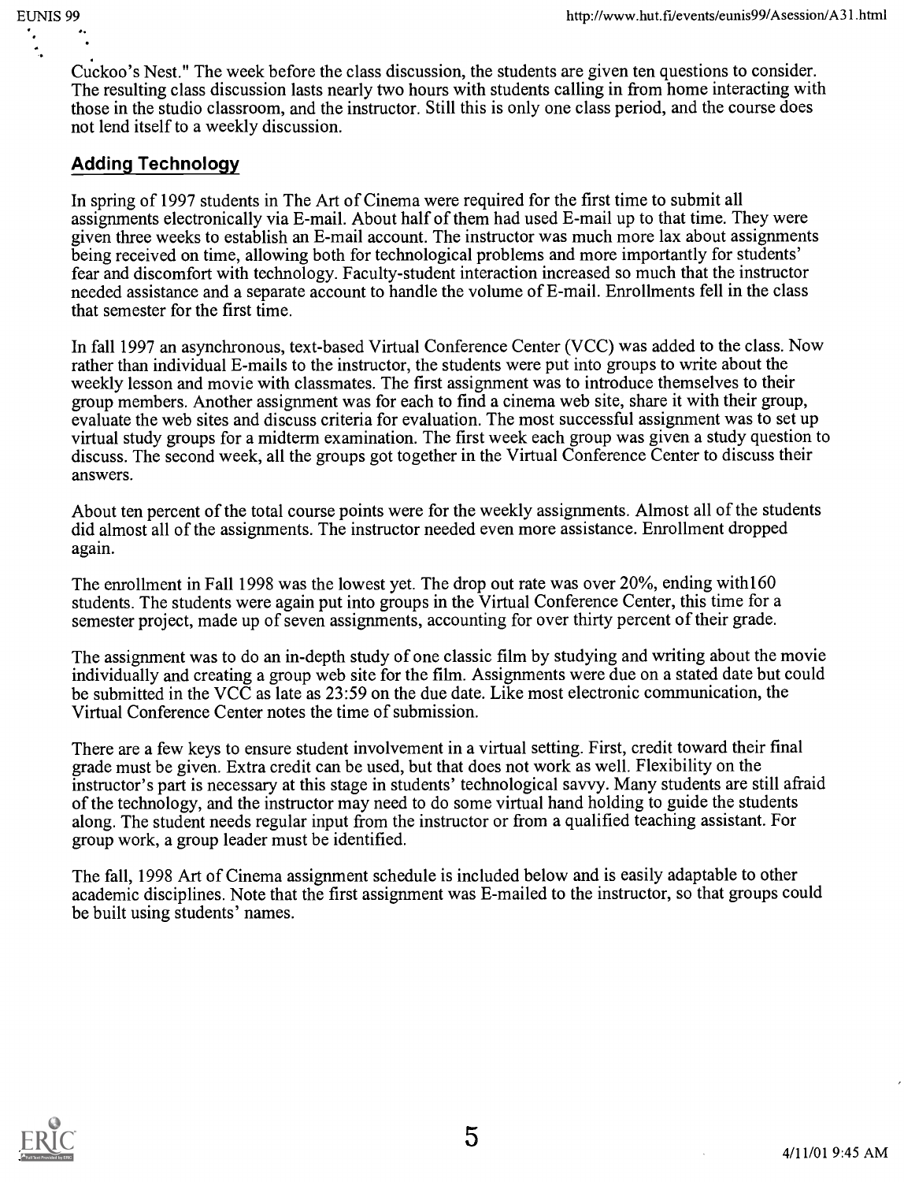Cuckoo's Nest." The week before the class discussion, the students are given ten questions to consider. The resulting class discussion lasts nearly two hours with students calling in from home interacting with those in the studio classroom, and the instructor. Still this is only one class period, and the course does not lend itself to a weekly discussion.

## Adding Technology

In spring of 1997 students in The Art of Cinema were required for the first time to submit all assignments electronically via E-mail. About half of them had used E-mail up to that time. They were given three weeks to establish an E-mail account. The instructor was much more lax about assignments being received on time, allowing both for technological problems and more importantly for students' fear and discomfort with technology. Faculty-student interaction increased so much that the instructor needed assistance and a separate account to handle the volume of E-mail. Enrollments fell in the class that semester for the first time.

In fall 1997 an asynchronous, text-based Virtual Conference Center (VCC) was added to the class. Now rather than individual E-mails to the instructor, the students were put into groups to write about the weekly lesson and movie with classmates. The first assignment was to introduce themselves to their group members. Another assignment was for each to find a cinema web site, share it with their group, evaluate the web sites and discuss criteria for evaluation. The most successful assignment was to set up virtual study groups for a midterm examination. The first week each group was given a study question to discuss. The second week, all the groups got together in the Virtual Conference Center to discuss their answers.

About ten percent of the total course points were for the weekly assignments. Almost all of the students did almost all of the assignments. The instructor needed even more assistance. Enrollment dropped again.

The enrollment in Fall 1998 was the lowest yet. The drop out rate was over 20%, ending with160 students. The students were again put into groups in the Virtual Conference Center, this time for a semester project, made up of seven assignments, accounting for over thirty percent of their grade.

The assignment was to do an in-depth study of one classic film by studying and writing about the movie individually and creating a group web site for the film. Assignments were due on a stated date but could be submitted in the VCC as late as 23:59 on the due date. Like most electronic communication, the Virtual Conference Center notes the time of submission.

There are a few keys to ensure student involvement in a virtual setting. First, credit toward their final grade must be given. Extra credit can be used, but that does not work as well. Flexibility on the instructor's part is necessary at this stage in students' technological savvy. Many students are still afraid of the technology, and the instructor may need to do some virtual hand holding to guide the students along. The student needs regular input from the instructor or from a qualified teaching assistant. For group work, a group leader must be identified.

The fall, 1998 Art of Cinema assignment schedule is included below and is easily adaptable to other academic disciplines. Note that the first assignment was E-mailed to the instructor, so that groups could be built using students' names.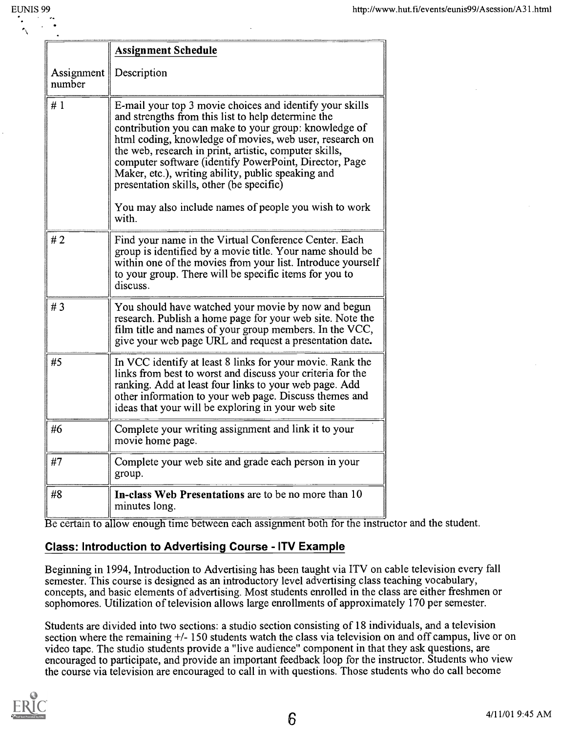| | Assignment Schedule |
|---|---|
| Assignment number | Description |
| # 1 | E-mail your top 3 movie choices and identify your skills and strengths from this list to help determine the contribution you can make to your group: knowledge of html coding, knowledge of movies, web user, research on the web, research in print, artistic, computer skills, computer software (identify PowerPoint, Director, Page Maker, etc.), writing ability, public speaking and presentation skills, other (be specific)<br><br>You may also include names of people you wish to work with. |
| # 2 | Find your name in the Virtual Conference Center. Each group is identified by a movie title. Your name should be within one of the movies from your list. Introduce yourself to your group. There will be specific items for you to discuss. |
| # 3 | You should have watched your movie by now and begun research. Publish a home page for your web site. Note the film title and names of your group members. In the VCC, give your web page URL and request a presentation date. |
| #5 | In VCC identify at least 8 links for your movie. Rank the links from best to worst and discuss your criteria for the ranking. Add at least four links to your web page. Add other information to your web page. Discuss themes and ideas that your will be exploring in your web site |
| #6 | Complete your writing assignment and link it to your movie home page. |
| #7 | Complete your web site and grade each person in your group. |
| #8 | **In-class Web Presentations** are to be no more than 10 minutes long. |

Be certain to allow enough time between each assignment both for the instructor and the student.

### Class: Introduction to Advertising Course - ITV Example

Beginning in 1994, Introduction to Advertising has been taught via ITV on cable television every fall semester. This course is designed as an introductory level advertising class teaching vocabulary, concepts, and basic elements of advertising. Most students enrolled in the class are either freshmen or sophomores. Utilization of television allows large enrollments of approximately 170 per semester.

Students are divided into two sections: a studio section consisting of 18 individuals, and a television section where the remaining +/- 150 students watch the class via television on and off campus, live or on video tape. The studio students provide a "live audience" component in that they ask questions, are encouraged to participate, and provide an important feedback loop for the instructor. Students who view the course via television are encouraged to call in with questions. Those students who do call become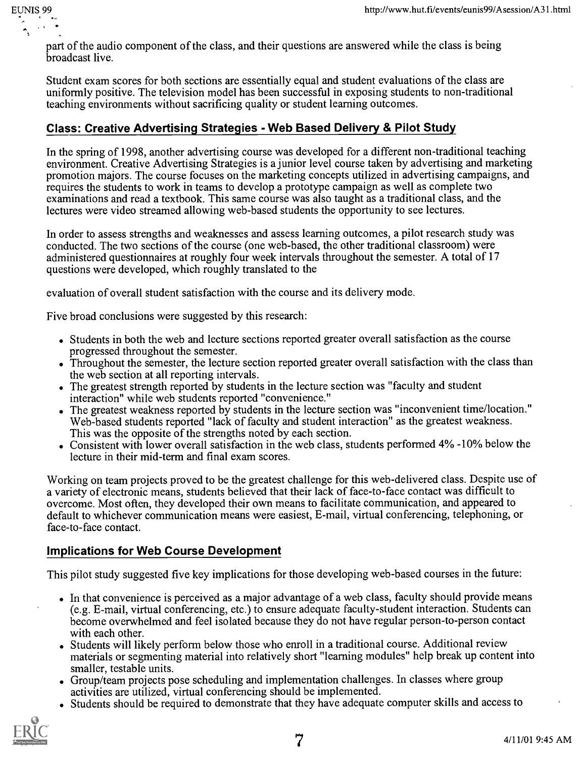part of the audio component of the class, and their questions are answered while the class is being broadcast live.

Student exam scores for both sections are essentially equal and student evaluations of the class are uniformly positive. The television model has been successful in exposing students to non-traditional teaching environments without sacrificing quality or student learning outcomes.

## Class: Creative Advertising Strategies - Web Based Delivery & Pilot Study

In the spring of 1998, another advertising course was developed for a different non-traditional teaching environment. Creative Advertising Strategies is a junior level course taken by advertising and marketing promotion majors. The course focuses on the marketing concepts utilized in advertising campaigns, and requires the students to work in teams to develop a prototype campaign as well as complete two examinations and read a textbook. This same course was also taught as a traditional class, and the lectures were video streamed allowing web-based students the opportunity to see lectures.

In order to assess strengths and weaknesses and assess learning outcomes, a pilot research study was conducted. The two sections of the course (one web-based, the other traditional classroom) were administered questionnaires at roughly four week intervals throughout the semester. A total of 17 questions were developed, which roughly translated to the

evaluation of overall student satisfaction with the course and its delivery mode.

Five broad conclusions were suggested by this research:

- Students in both the web and lecture sections reported greater overall satisfaction as the course progressed throughout the semester.
- Throughout the semester, the lecture section reported greater overall satisfaction with the class than the web section at all reporting intervals.
- The greatest strength reported by students in the lecture section was "faculty and student interaction" while web students reported "convenience."
- The greatest weakness reported by students in the lecture section was "inconvenient time/location." Web-based students reported "lack of faculty and student interaction" as the greatest weakness. This was the opposite of the strengths noted by each section.
- Consistent with lower overall satisfaction in the web class, students performed 4% -10% below the lecture in their mid-term and final exam scores.

Working on team projects proved to be the greatest challenge for this web-delivered class. Despite use of a variety of electronic means, students believed that their lack of face-to-face contact was difficult to overcome. Most often, they developed their own means to facilitate communication, and appeared to default to whichever communication means were easiest, E-mail, virtual conferencing, telephoning, or face-to-face contact.

## Implications for Web Course Development

This pilot study suggested five key implications for those developing web-based courses in the future:

- In that convenience is perceived as a major advantage of a web class, faculty should provide means (e.g. E-mail, virtual conferencing, etc.) to ensure adequate faculty-student interaction. Students can become overwhelmed and feel isolated because they do not have regular person-to-person contact with each other.
- Students will likely perform below those who enroll in a traditional course. Additional review materials or segmenting material into relatively short "learning modules" help break up content into smaller, testable units.
- Group/team projects pose scheduling and implementation challenges. In classes where group activities are utilized, virtual conferencing should be implemented.
- Students should be required to demonstrate that they have adequate computer skills and access to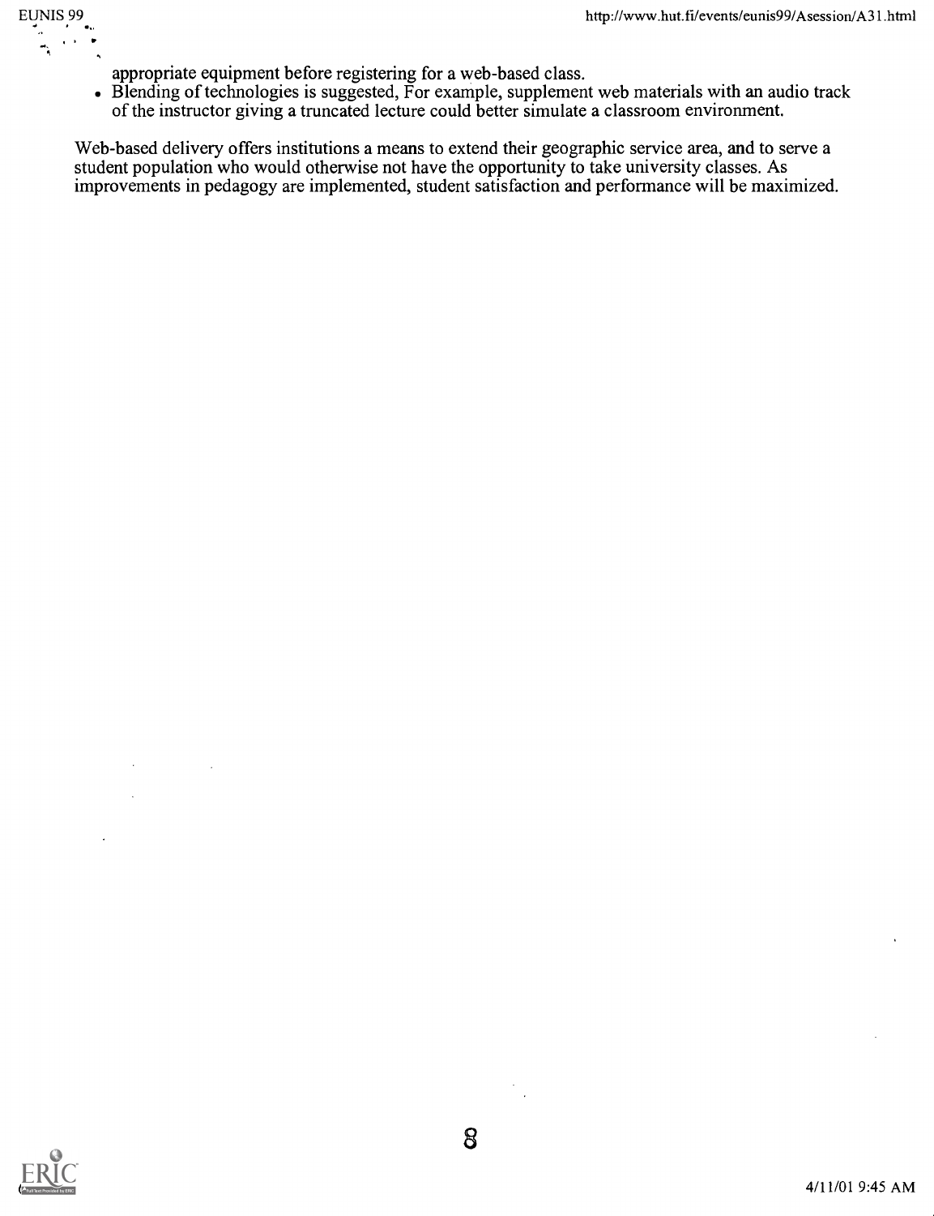appropriate equipment before registering for a web-based class.

- Blending of technologies is suggested, For example, supplement web materials with an audio track of the instructor giving a truncated lecture could better simulate a classroom environment.

Web-based delivery offers institutions a means to extend their geographic service area, and to serve a student population who would otherwise not have the opportunity to take university classes. As improvements in pedagogy are implemented, student satisfaction and performance will be maximized.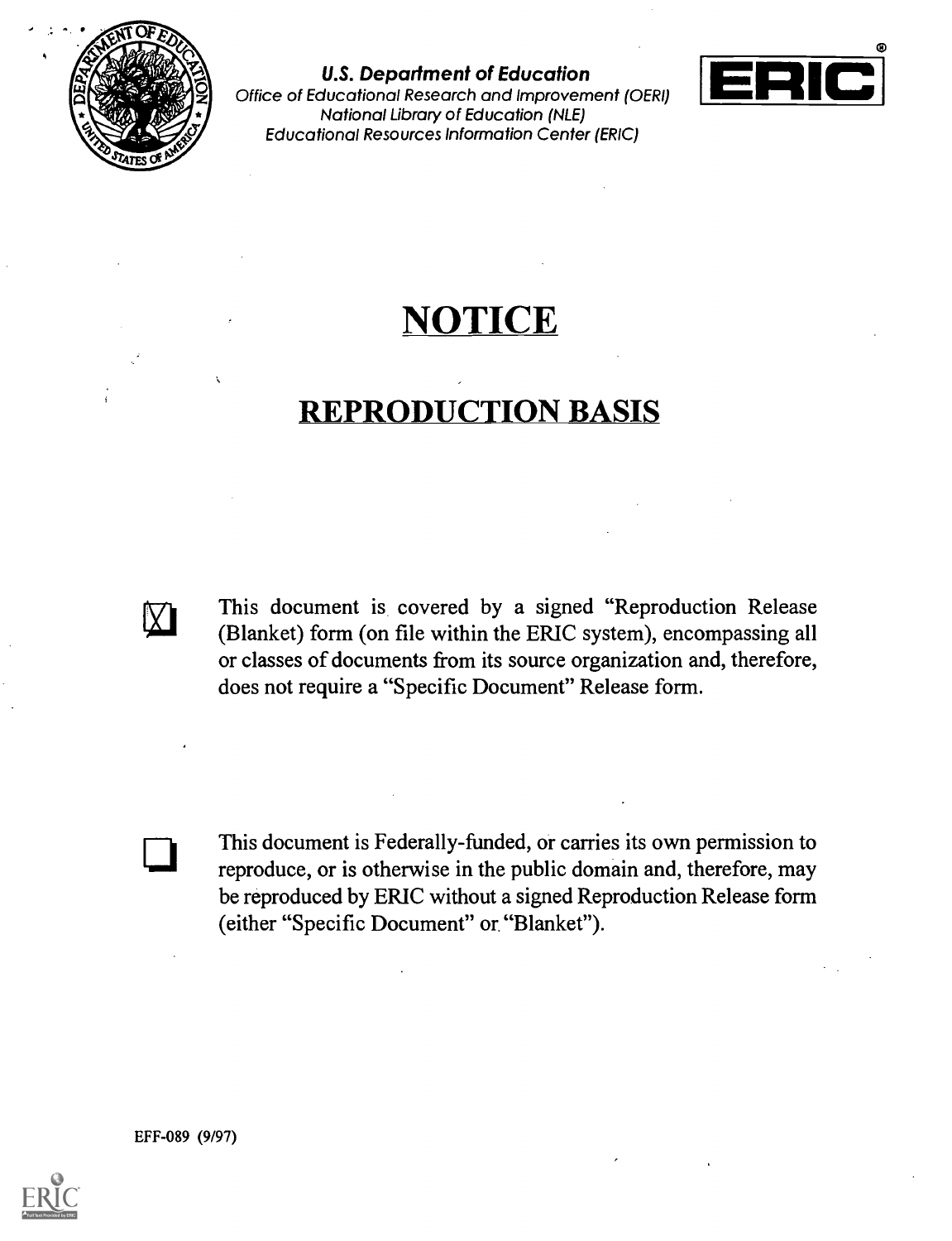**U.S. Department of Education**
*Office of Educational Research and Improvement (OERI)*
*National Library of Education (NLE)*
*Educational Resources Information Center (ERIC)*

# NOTICE

## REPRODUCTION BASIS

- [X] This document is covered by a signed "Reproduction Release (Blanket) form (on file within the ERIC system), encompassing all or classes of documents from its source organization and, therefore, does not require a "Specific Document" Release form.

- [ ] This document is Federally-funded, or carries its own permission to reproduce, or is otherwise in the public domain and, therefore, may be reproduced by ERIC without a signed Reproduction Release form (either "Specific Document" or "Blanket").

EFF-089 (9/97)